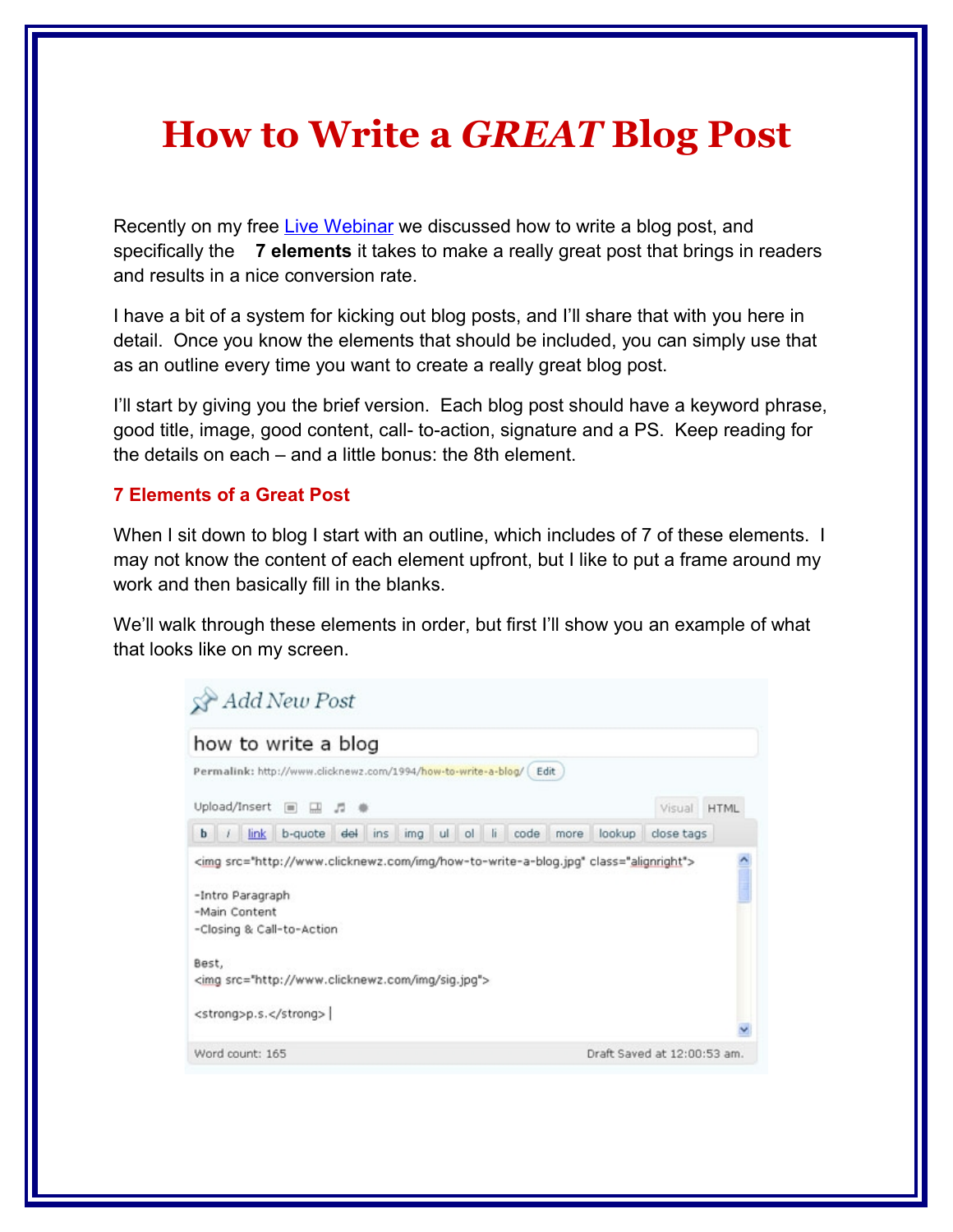# How to Write a *GREAT* Blog Post

Recently on my free [Live Webinar](#) we discussed how to write a blog post, and specifically the **7 elements** it takes to make a really great post that brings in readers and results in a nice conversion rate.

I have a bit of a system for kicking out blog posts, and I'll share that with you here in detail. Once you know the elements that should be included, you can simply use that as an outline every time you want to create a really great blog post.

I'll start by giving you the brief version. Each blog post should have a keyword phrase, good title, image, good content, call- to-action, signature and a PS. Keep reading for the details on each – and a little bonus: the 8th element.

### 7 Elements of a Great Post

When I sit down to blog I start with an outline, which includes of 7 of these elements. I may not know the content of each element upfront, but I like to put a frame around my work and then basically fill in the blanks.

We'll walk through these elements in order, but first I'll show you an example of what that looks like on my screen.

```
Add New Post

how to write a blog
Permalink: http://www.clicknewz.com/1994/how-to-write-a-blog/  Edit

Upload/Insert                                          Visual  HTML
b  i  link  b-quote  del  ins  img  ul  ol  li  code  more  lookup  close tags

<img src="http://www.clicknewz.com/img/how-to-write-a-blog.jpg" class="alignright">

-Intro Paragraph
-Main Content
-Closing & Call-to-Action

Best,
<img src="http://www.clicknewz.com/img/sig.jpg">

<strong>p.s.</strong>

Word count: 165                              Draft Saved at 12:00:53 am.
```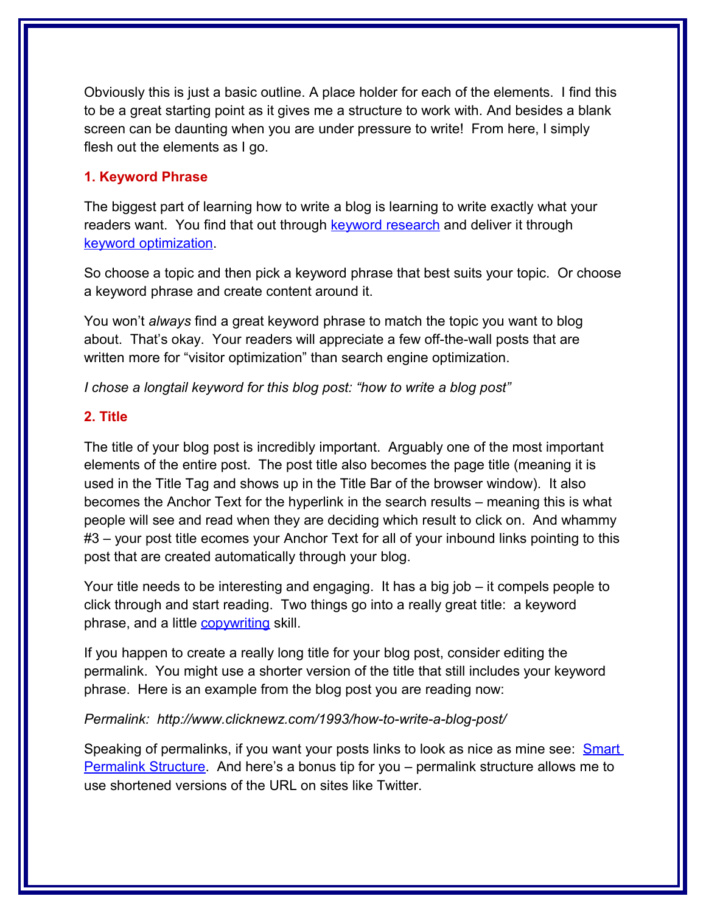Obviously this is just a basic outline. A place holder for each of the elements. I find this to be a great starting point as it gives me a structure to work with. And besides a blank screen can be daunting when you are under pressure to write! From here, I simply flesh out the elements as I go.

### 1. Keyword Phrase

The biggest part of learning how to write a blog is learning to write exactly what your readers want. You find that out through [keyword research]() and deliver it through [keyword optimization]().

So choose a topic and then pick a keyword phrase that best suits your topic. Or choose a keyword phrase and create content around it.

You won't *always* find a great keyword phrase to match the topic you want to blog about. That's okay. Your readers will appreciate a few off-the-wall posts that are written more for "visitor optimization" than search engine optimization.

*I chose a longtail keyword for this blog post: "how to write a blog post"*

### 2. Title

The title of your blog post is incredibly important. Arguably one of the most important elements of the entire post. The post title also becomes the page title (meaning it is used in the Title Tag and shows up in the Title Bar of the browser window). It also becomes the Anchor Text for the hyperlink in the search results – meaning this is what people will see and read when they are deciding which result to click on. And whammy #3 – your post title ecomes your Anchor Text for all of your inbound links pointing to this post that are created automatically through your blog.

Your title needs to be interesting and engaging. It has a big job – it compels people to click through and start reading. Two things go into a really great title: a keyword phrase, and a little [copywriting]() skill.

If you happen to create a really long title for your blog post, consider editing the permalink. You might use a shorter version of the title that still includes your keyword phrase. Here is an example from the blog post you are reading now:

*Permalink: http://www.clicknewz.com/1993/how-to-write-a-blog-post/*

Speaking of permalinks, if you want your posts links to look as nice as mine see: [Smart Permalink Structure](). And here's a bonus tip for you – permalink structure allows me to use shortened versions of the URL on sites like Twitter.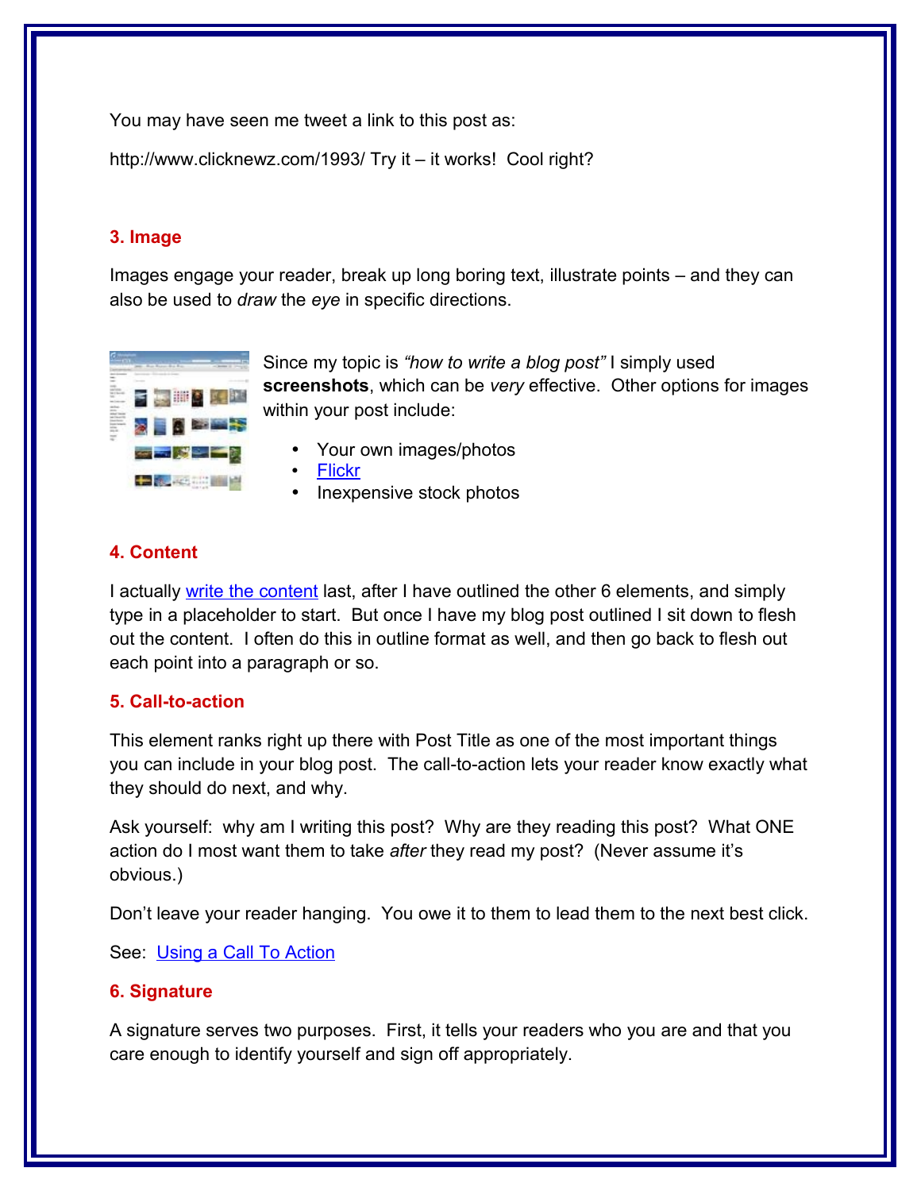You may have seen me tweet a link to this post as:

http://www.clicknewz.com/1993/ Try it – it works!  Cool right?

### 3. Image

Images engage your reader, break up long boring text, illustrate points – and they can also be used to *draw* the *eye* in specific directions.

Since my topic is *"how to write a blog post"* I simply used **screenshots**, which can be *very* effective.  Other options for images within your post include:

- Your own images/photos
- [Flickr]()
- Inexpensive stock photos

### 4. Content

I actually [write the content]() last, after I have outlined the other 6 elements, and simply type in a placeholder to start.  But once I have my blog post outlined I sit down to flesh out the content.  I often do this in outline format as well, and then go back to flesh out each point into a paragraph or so.

### 5. Call-to-action

This element ranks right up there with Post Title as one of the most important things you can include in your blog post.  The call-to-action lets your reader know exactly what they should do next, and why.

Ask yourself:  why am I writing this post?  Why are they reading this post?  What ONE action do I most want them to take *after* they read my post?  (Never assume it's obvious.)

Don't leave your reader hanging.  You owe it to them to lead them to the next best click.

See:  [Using a Call To Action]()

### 6. Signature

A signature serves two purposes.  First, it tells your readers who you are and that you care enough to identify yourself and sign off appropriately.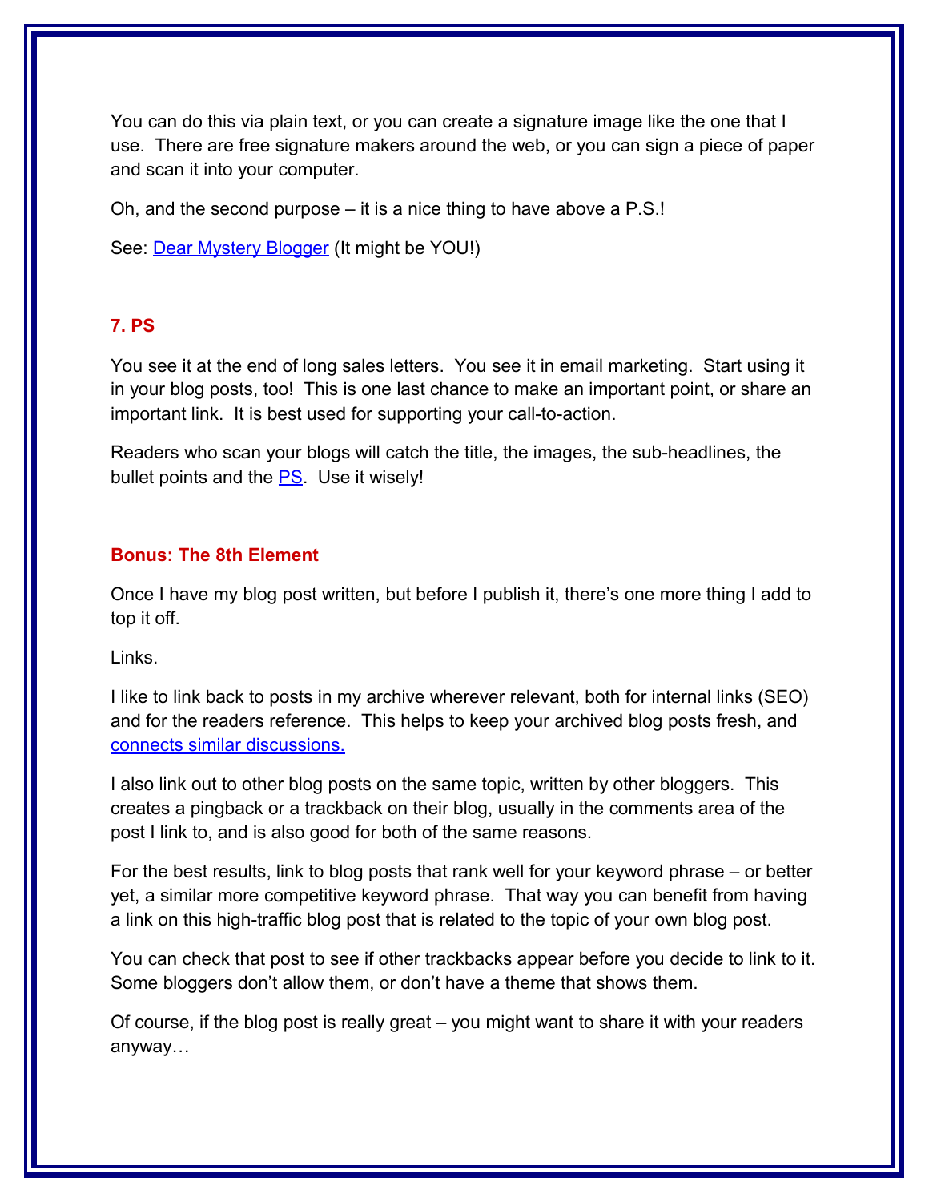You can do this via plain text, or you can create a signature image like the one that I use. There are free signature makers around the web, or you can sign a piece of paper and scan it into your computer.

Oh, and the second purpose – it is a nice thing to have above a P.S.!

See: Dear Mystery Blogger (It might be YOU!)

### 7. PS

You see it at the end of long sales letters. You see it in email marketing. Start using it in your blog posts, too! This is one last chance to make an important point, or share an important link. It is best used for supporting your call-to-action.

Readers who scan your blogs will catch the title, the images, the sub-headlines, the bullet points and the PS. Use it wisely!

### Bonus: The 8th Element

Once I have my blog post written, but before I publish it, there's one more thing I add to top it off.

Links.

I like to link back to posts in my archive wherever relevant, both for internal links (SEO) and for the readers reference. This helps to keep your archived blog posts fresh, and connects similar discussions.

I also link out to other blog posts on the same topic, written by other bloggers. This creates a pingback or a trackback on their blog, usually in the comments area of the post I link to, and is also good for both of the same reasons.

For the best results, link to blog posts that rank well for your keyword phrase – or better yet, a similar more competitive keyword phrase. That way you can benefit from having a link on this high-traffic blog post that is related to the topic of your own blog post.

You can check that post to see if other trackbacks appear before you decide to link to it. Some bloggers don't allow them, or don't have a theme that shows them.

Of course, if the blog post is really great – you might want to share it with your readers anyway…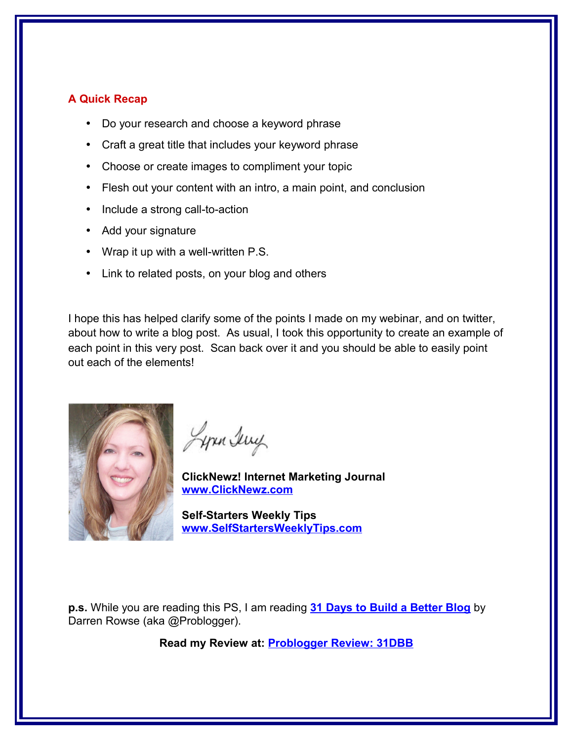## A Quick Recap

- Do your research and choose a keyword phrase
- Craft a great title that includes your keyword phrase
- Choose or create images to compliment your topic
- Flesh out your content with an intro, a main point, and conclusion
- Include a strong call-to-action
- Add your signature
- Wrap it up with a well-written P.S.
- Link to related posts, on your blog and others

I hope this has helped clarify some of the points I made on my webinar, and on twitter, about how to write a blog post. As usual, I took this opportunity to create an example of each point in this very post. Scan back over it and you should be able to easily point out each of the elements!

**ClickNewz! Internet Marketing Journal**
**[www.ClickNewz.com](www.ClickNewz.com)**

**Self-Starters Weekly Tips**
**[www.SelfStartersWeeklyTips.com](www.SelfStartersWeeklyTips.com)**

**p.s.** While you are reading this PS, I am reading **31 Days to Build a Better Blog** by Darren Rowse (aka @Problogger).

**Read my Review at: Problogger Review: 31DBB**